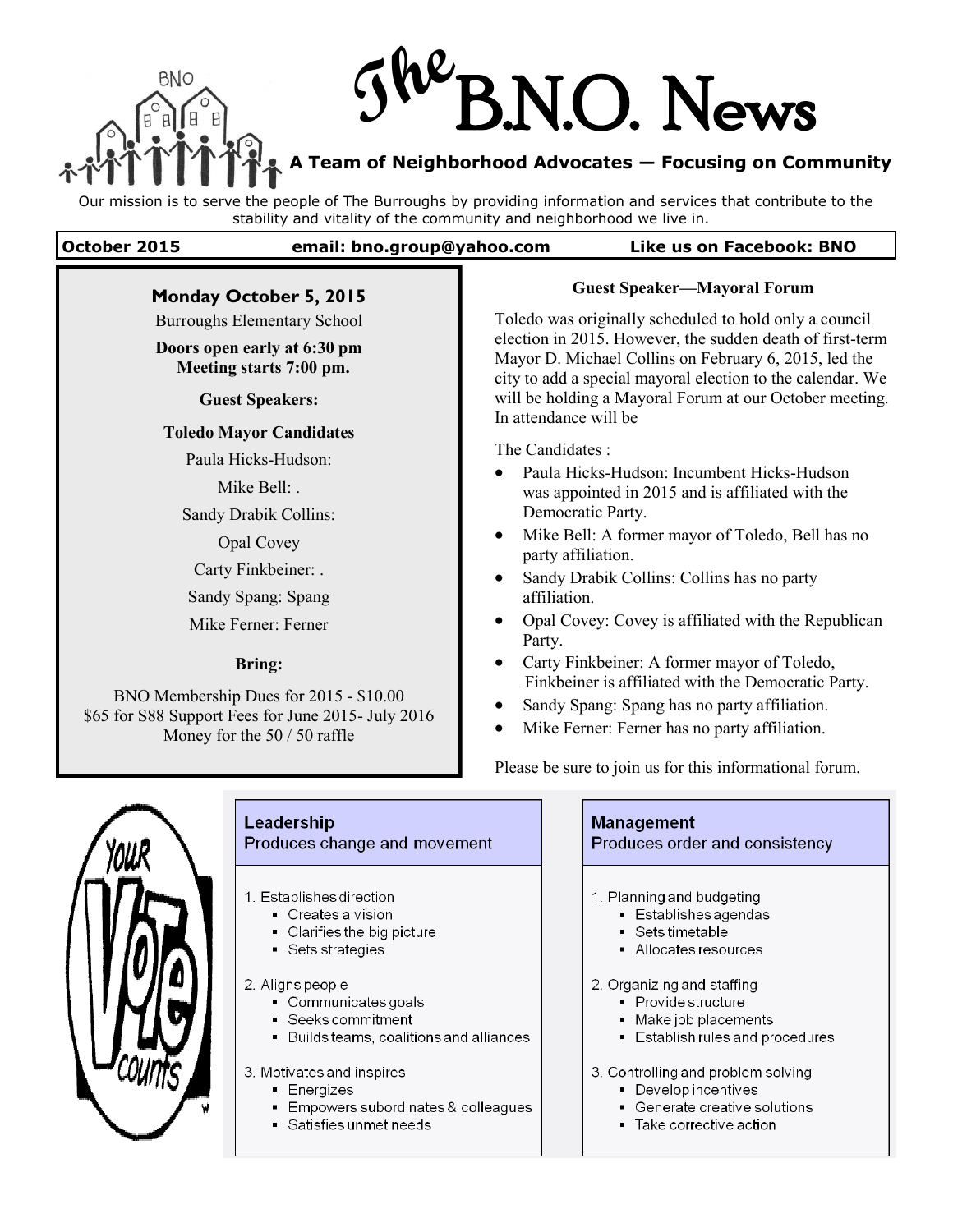# The B.N.O. News

**A Team of Neighborhood Advocates — Focusing on Community**

Our mission is to serve the people of The Burroughs by providing information and services that contribute to the stability and vitality of the community and neighborhood we live in.

**October 2015** | **email: bno.group@yahoo.com** | **Like us on Facebook: BNO**

---

## Monday October 5, 2015

Burroughs Elementary School

**Doors open early at 6:30 pm**
**Meeting starts 7:00 pm.**

**Guest Speakers:**

**Toledo Mayor Candidates**

Paula Hicks-Hudson:

Mike Bell: .

Sandy Drabik Collins:

Opal Covey

Carty Finkbeiner: .

Sandy Spang: Spang

Mike Ferner: Ferner

**Bring:**

BNO Membership Dues for 2015 - $10.00
$65 for S88 Support Fees for June 2015- July 2016
Money for the 50 / 50 raffle

---

### Guest Speaker—Mayoral Forum

Toledo was originally scheduled to hold only a council election in 2015. However, the sudden death of first-term Mayor D. Michael Collins on February 6, 2015, led the city to add a special mayoral election to the calendar. We will be holding a Mayoral Forum at our October meeting. In attendance will be

The Candidates :

- Paula Hicks-Hudson: Incumbent Hicks-Hudson was appointed in 2015 and is affiliated with the Democratic Party.
- Mike Bell: A former mayor of Toledo, Bell has no party affiliation.
- Sandy Drabik Collins: Collins has no party affiliation.
- Opal Covey: Covey is affiliated with the Republican Party.
- Carty Finkbeiner: A former mayor of Toledo, Finkbeiner is affiliated with the Democratic Party.
- Sandy Spang: Spang has no party affiliation.
- Mike Ferner: Ferner has no party affiliation.

Please be sure to join us for this informational forum.

---

YOUR VOTE COUNTS

| Leadership<br>Produces change and movement | Management<br>Produces order and consistency |
|---|---|
| 1. Establishes direction<br>▪ Creates a vision<br>▪ Clarifies the big picture<br>▪ Sets strategies | 1. Planning and budgeting<br>▪ Establishes agendas<br>▪ Sets timetable<br>▪ Allocates resources |
| 2. Aligns people<br>▪ Communicates goals<br>▪ Seeks commitment<br>▪ Builds teams, coalitions and alliances | 2. Organizing and staffing<br>▪ Provide structure<br>▪ Make job placements<br>▪ Establish rules and procedures |
| 3. Motivates and inspires<br>▪ Energizes<br>▪ Empowers subordinates & colleagues<br>▪ Satisfies unmet needs | 3. Controlling and problem solving<br>▪ Develop incentives<br>▪ Generate creative solutions<br>▪ Take corrective action |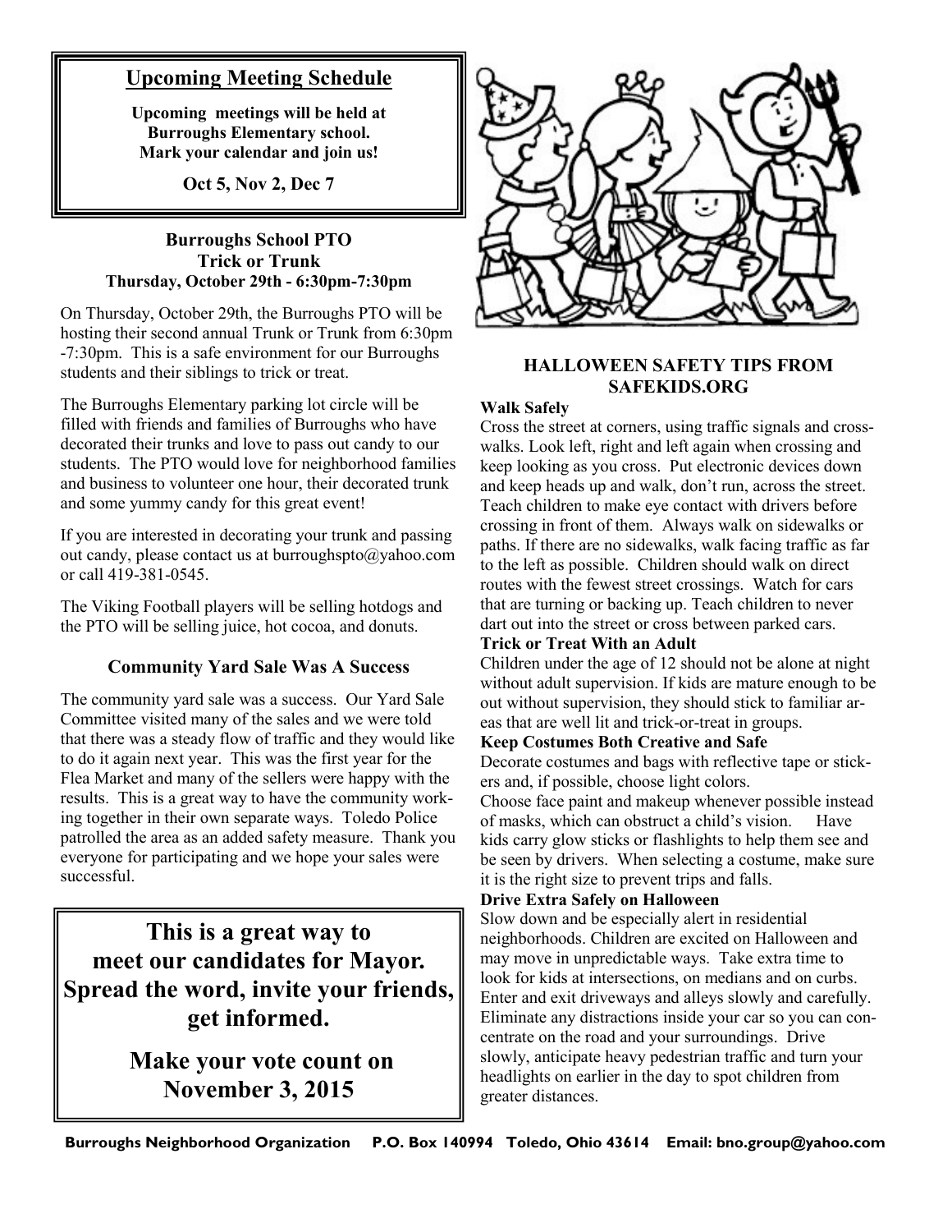## Upcoming Meeting Schedule

**Upcoming meetings will be held at Burroughs Elementary school. Mark your calendar and join us!**

**Oct 5, Nov 2, Dec 7**

### Burroughs School PTO
### Trick or Trunk
**Thursday, October 29th - 6:30pm-7:30pm**

On Thursday, October 29th, the Burroughs PTO will be hosting their second annual Trunk or Trunk from 6:30pm -7:30pm. This is a safe environment for our Burroughs students and their siblings to trick or treat.

The Burroughs Elementary parking lot circle will be filled with friends and families of Burroughs who have decorated their trunks and love to pass out candy to our students. The PTO would love for neighborhood families and business to volunteer one hour, their decorated trunk and some yummy candy for this great event!

If you are interested in decorating your trunk and passing out candy, please contact us at burroughspto@yahoo.com or call 419-381-0545.

The Viking Football players will be selling hotdogs and the PTO will be selling juice, hot cocoa, and donuts.

### Community Yard Sale Was A Success

The community yard sale was a success. Our Yard Sale Committee visited many of the sales and we were told that there was a steady flow of traffic and they would like to do it again next year. This was the first year for the Flea Market and many of the sellers were happy with the results. This is a great way to have the community working together in their own separate ways. Toledo Police patrolled the area as an added safety measure. Thank you everyone for participating and we hope your sales were successful.

**This is a great way to meet our candidates for Mayor. Spread the word, invite your friends, get informed.**

**Make your vote count on November 3, 2015**

### HALLOWEEN SAFETY TIPS FROM SAFEKIDS.ORG

**Walk Safely**

Cross the street at corners, using traffic signals and crosswalks. Look left, right and left again when crossing and keep looking as you cross. Put electronic devices down and keep heads up and walk, don't run, across the street. Teach children to make eye contact with drivers before crossing in front of them. Always walk on sidewalks or paths. If there are no sidewalks, walk facing traffic as far to the left as possible. Children should walk on direct routes with the fewest street crossings. Watch for cars that are turning or backing up. Teach children to never dart out into the street or cross between parked cars.

**Trick or Treat With an Adult**

Children under the age of 12 should not be alone at night without adult supervision. If kids are mature enough to be out without supervision, they should stick to familiar areas that are well lit and trick-or-treat in groups.

**Keep Costumes Both Creative and Safe**

Decorate costumes and bags with reflective tape or stickers and, if possible, choose light colors.

Choose face paint and makeup whenever possible instead of masks, which can obstruct a child's vision. Have kids carry glow sticks or flashlights to help them see and be seen by drivers. When selecting a costume, make sure it is the right size to prevent trips and falls.

**Drive Extra Safely on Halloween**

Slow down and be especially alert in residential neighborhoods. Children are excited on Halloween and may move in unpredictable ways. Take extra time to look for kids at intersections, on medians and on curbs. Enter and exit driveways and alleys slowly and carefully. Eliminate any distractions inside your car so you can concentrate on the road and your surroundings. Drive slowly, anticipate heavy pedestrian traffic and turn your headlights on earlier in the day to spot children from greater distances.

**Burroughs Neighborhood Organization P.O. Box 140994 Toledo, Ohio 43614 Email: bno.group@yahoo.com**